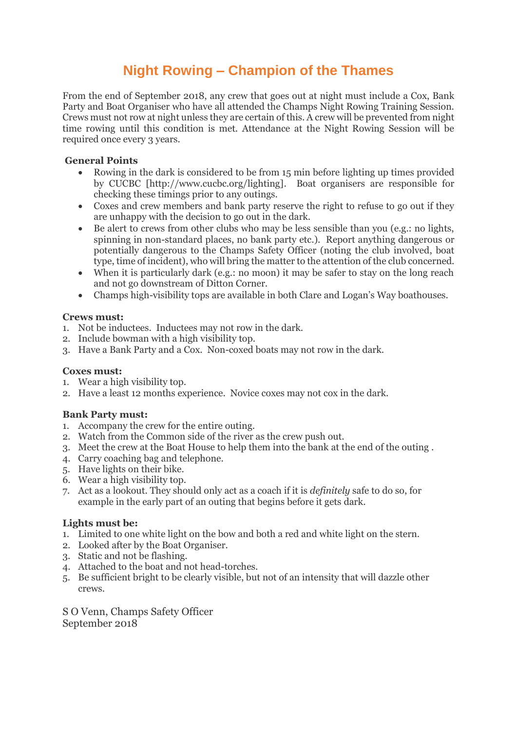# Night Rowing – Champion of the Thames

From the end of September 2018, any crew that goes out at night must include a Cox, Bank Party and Boat Organiser who have all attended the Champs Night Rowing Training Session. Crews must not row at night unless they are certain of this. A crew will be prevented from night time rowing until this condition is met. Attendance at the Night Rowing Session will be required once every 3 years.

**General Points**

- Rowing in the dark is considered to be from 15 min before lighting up times provided by CUCBC [http://www.cucbc.org/lighting]. Boat organisers are responsible for checking these timings prior to any outings.
- Coxes and crew members and bank party reserve the right to refuse to go out if they are unhappy with the decision to go out in the dark.
- Be alert to crews from other clubs who may be less sensible than you (e.g.: no lights, spinning in non-standard places, no bank party etc.). Report anything dangerous or potentially dangerous to the Champs Safety Officer (noting the club involved, boat type, time of incident), who will bring the matter to the attention of the club concerned.
- When it is particularly dark (e.g.: no moon) it may be safer to stay on the long reach and not go downstream of Ditton Corner.
- Champs high-visibility tops are available in both Clare and Logan's Way boathouses.

**Crews must:**

1. Not be inductees. Inductees may not row in the dark.
2. Include bowman with a high visibility top.
3. Have a Bank Party and a Cox. Non-coxed boats may not row in the dark.

**Coxes must:**

1. Wear a high visibility top.
2. Have a least 12 months experience. Novice coxes may not cox in the dark.

**Bank Party must:**

1. Accompany the crew for the entire outing.
2. Watch from the Common side of the river as the crew push out.
3. Meet the crew at the Boat House to help them into the bank at the end of the outing .
4. Carry coaching bag and telephone.
5. Have lights on their bike.
6. Wear a high visibility top.
7. Act as a lookout. They should only act as a coach if it is *definitely* safe to do so, for example in the early part of an outing that begins before it gets dark.

**Lights must be:**

1. Limited to one white light on the bow and both a red and white light on the stern.
2. Looked after by the Boat Organiser.
3. Static and not be flashing.
4. Attached to the boat and not head-torches.
5. Be sufficient bright to be clearly visible, but not of an intensity that will dazzle other crews.

S O Venn, Champs Safety Officer
September 2018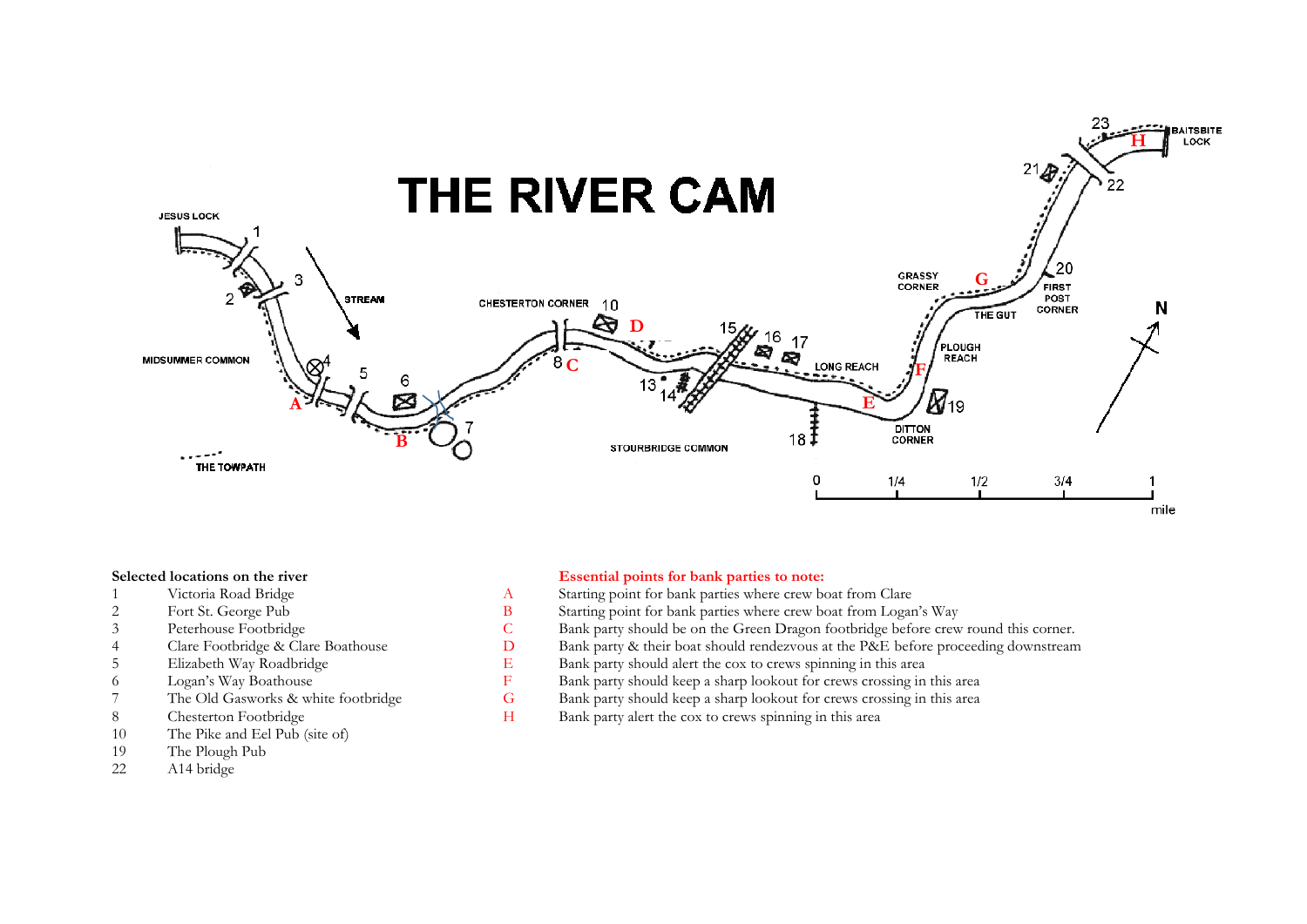# THE RIVER CAM

JESUS LOCK
MIDSUMMER COMMON
STREAM
THE TOWPATH
CHESTERTON CORNER
STOURBRIDGE COMMON
LONG REACH
DITTON CORNER
PLOUGH REACH
GRASSY CORNER
THE GUT
FIRST POST CORNER
BAITSBITE LOCK
N
0 1/4 1/2 3/4 1
mile

**Selected locations on the river**

| | |
|---|---|
| 1 | Victoria Road Bridge |
| 2 | Fort St. George Pub |
| 3 | Peterhouse Footbridge |
| 4 | Clare Footbridge & Clare Boathouse |
| 5 | Elizabeth Way Roadbridge |
| 6 | Logan's Way Boathouse |
| 7 | The Old Gasworks & white footbridge |
| 8 | Chesterton Footbridge |
| 10 | The Pike and Eel Pub (site of) |
| 19 | The Plough Pub |
| 22 | A14 bridge |

**Essential points for bank parties to note:**

| | |
|---|---|
| A | Starting point for bank parties where crew boat from Clare |
| B | Starting point for bank parties where crew boat from Logan's Way |
| C | Bank party should be on the Green Dragon footbridge before crew round this corner. |
| D | Bank party & their boat should rendezvous at the P&E before proceeding downstream |
| E | Bank party should alert the cox to crews spinning in this area |
| F | Bank party should keep a sharp lookout for crews crossing in this area |
| G | Bank party should keep a sharp lookout for crews crossing in this area |
| H | Bank party alert the cox to crews spinning in this area |